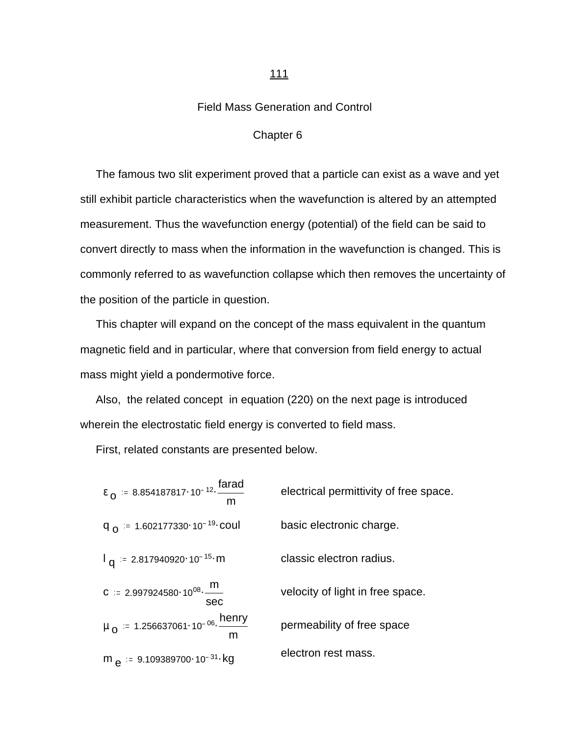# Field Mass Generation and Control

## Chapter 6

The famous two slit experiment proved that a particle can exist as a wave and yet still exhibit particle characteristics when the wavefunction is altered by an attempted measurement. Thus the wavefunction energy (potential) of the field can be said to convert directly to mass when the information in the wavefunction is changed. This is commonly referred to as wavefunction collapse which then removes the uncertainty of the position of the particle in question.

This chapter will expand on the concept of the mass equivalent in the quantum magnetic field and in particular, where that conversion from field energy to actual mass might yield a pondermotive force.

Also, the related concept in equation (220) on the next page is introduced wherein the electrostatic field energy is converted to field mass.

First, related constants are presented below.

| | |
|---|---|
| $\varepsilon_o := 8.854187817 \cdot 10^{-12} \cdot \dfrac{\text{farad}}{\text{m}}$ | electrical permittivity of free space. |
| $q_o := 1.602177330 \cdot 10^{-19} \cdot \text{coul}$ | basic electronic charge. |
| $l_q := 2.817940920 \cdot 10^{-15} \cdot \text{m}$ | classic electron radius. |
| $c := 2.997924580 \cdot 10^{08} \cdot \dfrac{\text{m}}{\text{sec}}$ | velocity of light in free space. |
| $\mu_o := 1.256637061 \cdot 10^{-06} \cdot \dfrac{\text{henry}}{\text{m}}$ | permeability of free space |
| $m_e := 9.109389700 \cdot 10^{-31} \cdot \text{kg}$ | electron rest mass. |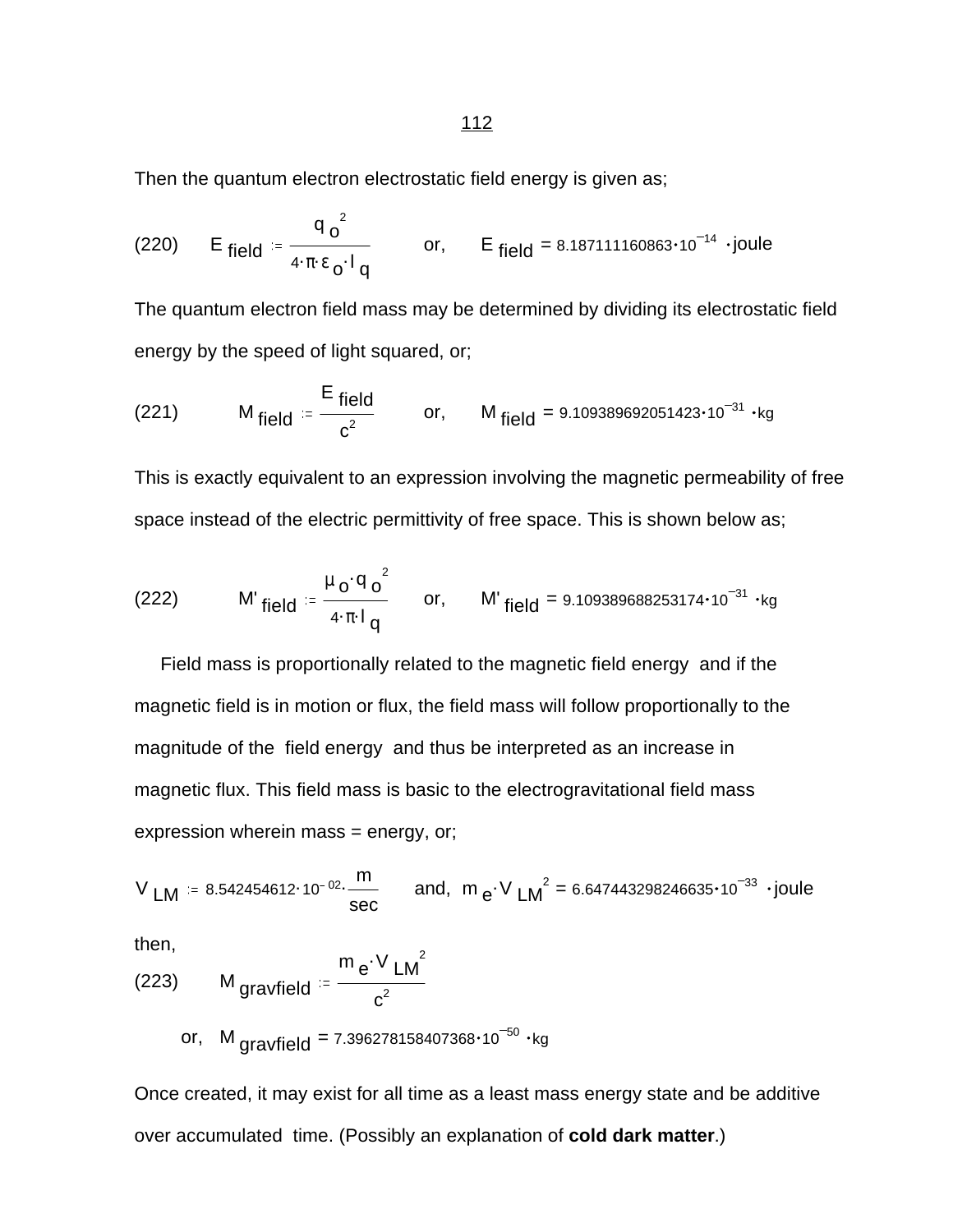Then the quantum electron electrostatic field energy is given as;

$$(220) \qquad E_{field} := \frac{q_o^{\,2}}{4 \cdot \pi \cdot \varepsilon_o \cdot l_q} \qquad \text{or,} \qquad E_{field} = 8.187111160863 \cdot 10^{-14} \cdot \text{joule}$$

The quantum electron field mass may be determined by dividing its electrostatic field energy by the speed of light squared, or;

$$(221) \qquad M_{field} := \frac{E_{field}}{c^2} \qquad \text{or,} \qquad M_{field} = 9.109389692051423 \cdot 10^{-31} \cdot \text{kg}$$

This is exactly equivalent to an expression involving the magnetic permeability of free space instead of the electric permittivity of free space. This is shown below as;

$$(222) \qquad M'_{field} := \frac{\mu_o \cdot q_o^{\,2}}{4 \cdot \pi \cdot l_q} \qquad \text{or,} \qquad M'_{field} = 9.109389688253174 \cdot 10^{-31} \cdot \text{kg}$$

Field mass is proportionally related to the magnetic field energy and if the magnetic field is in motion or flux, the field mass will follow proportionally to the magnitude of the field energy and thus be interpreted as an increase in magnetic flux. This field mass is basic to the electrogravitational field mass expression wherein mass = energy, or;

$$V_{LM} := 8.542454612 \cdot 10^{-02} \cdot \frac{m}{sec} \qquad \text{and,} \quad m_e \cdot V_{LM}^{\,2} = 6.647443298246635 \cdot 10^{-33} \cdot \text{joule}$$

then,

$$(223) \qquad M_{gravfield} := \frac{m_e \cdot V_{LM}^{\,2}}{c^2}$$

$$\text{or,} \quad M_{gravfield} = 7.396278158407368 \cdot 10^{-50} \cdot \text{kg}$$

Once created, it may exist for all time as a least mass energy state and be additive over accumulated time. (Possibly an explanation of **cold dark matter**.)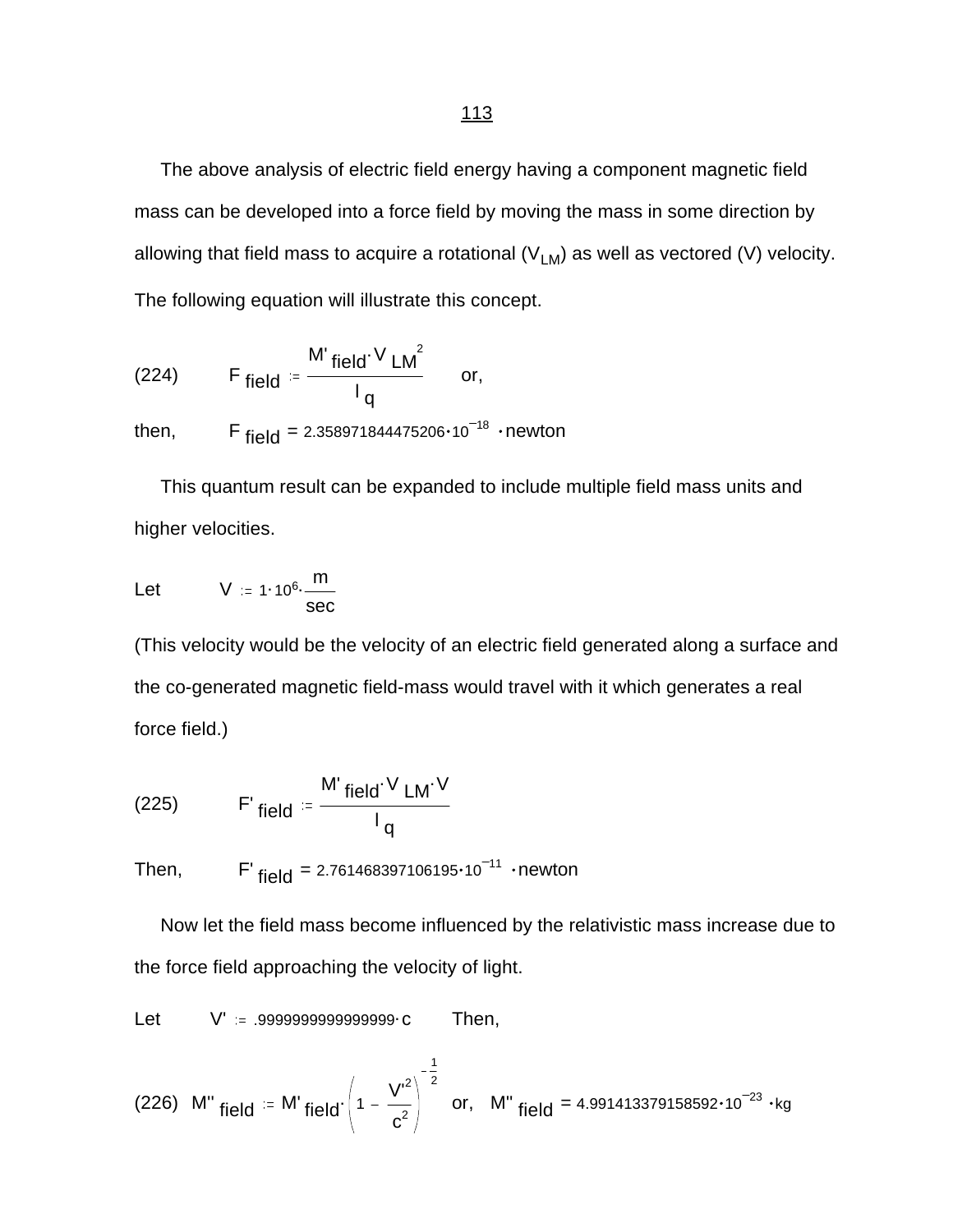The above analysis of electric field energy having a component magnetic field mass can be developed into a force field by moving the mass in some direction by allowing that field mass to acquire a rotational ($V_{LM}$) as well as vectored (V) velocity. The following equation will illustrate this concept.

(224) $$F_{field} := \frac{M'_{field} \cdot V_{LM}^2}{l_q} \quad \text{or,}$$

then, $$F_{field} = 2.358971844475206 \cdot 10^{-18} \cdot \text{newton}$$

This quantum result can be expanded to include multiple field mass units and higher velocities.

Let $$V := 1 \cdot 10^6 \cdot \frac{m}{sec}$$

(This velocity would be the velocity of an electric field generated along a surface and the co-generated magnetic field-mass would travel with it which generates a real force field.)

(225) $$F'_{field} := \frac{M'_{field} \cdot V_{LM} \cdot V}{l_q}$$

Then, $$F'_{field} = 2.761468397106195 \cdot 10^{-11} \cdot \text{newton}$$

Now let the field mass become influenced by the relativistic mass increase due to the force field approaching the velocity of light.

Let $V' := .9999999999999999 \cdot c$ Then,

(226) $$M''_{field} := M'_{field} \cdot \left(1 - \frac{V'^2}{c^2}\right)^{-\frac{1}{2}} \quad \text{or,} \quad M''_{field} = 4.991413379158592 \cdot 10^{-23} \cdot \text{kg}$$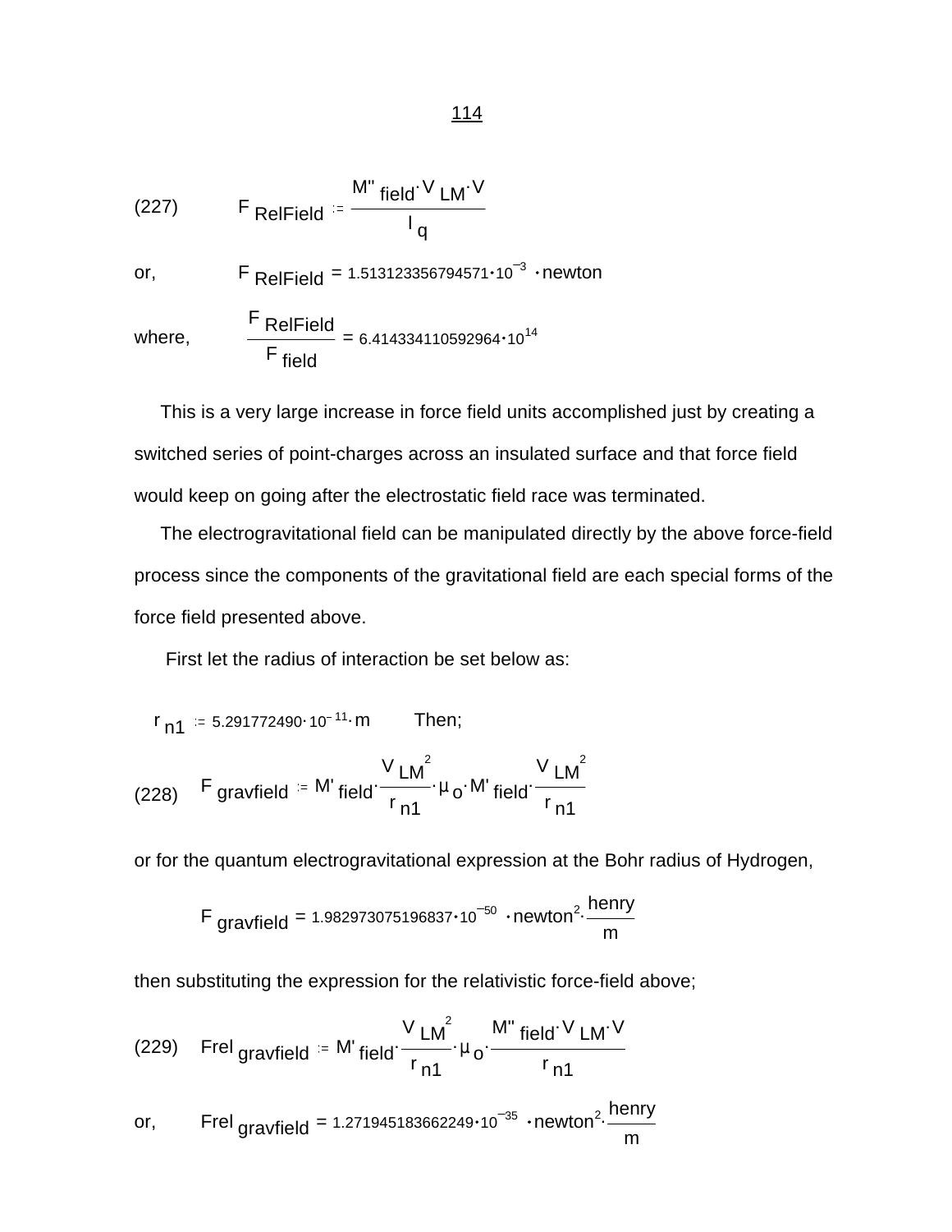(227) $$F_{RelField} := \frac{M''_{field} \cdot V_{LM} \cdot V}{l_q}$$

or, $$F_{RelField} = 1.513123356794571 \cdot 10^{-3} \cdot newton$$

where, $$\frac{F_{RelField}}{F_{field}} = 6.414334110592964 \cdot 10^{14}$$

This is a very large increase in force field units accomplished just by creating a switched series of point-charges across an insulated surface and that force field would keep on going after the electrostatic field race was terminated.

The electrogravitational field can be manipulated directly by the above force-field process since the components of the gravitational field are each special forms of the force field presented above.

First let the radius of interaction be set below as:

$$r_{n1} := 5.291772490 \cdot 10^{-11} \cdot m$$ Then;

(228) $$F_{gravfield} := M'_{field} \cdot \frac{V_{LM}^2}{r_{n1}} \cdot \mu_o \cdot M'_{field} \cdot \frac{V_{LM}^2}{r_{n1}}$$

or for the quantum electrogravitational expression at the Bohr radius of Hydrogen,

$$F_{gravfield} = 1.982973075196837 \cdot 10^{-50} \cdot newton^2 \cdot \frac{henry}{m}$$

then substituting the expression for the relativistic force-field above;

(229) $$Frel_{gravfield} := M'_{field} \cdot \frac{V_{LM}^2}{r_{n1}} \cdot \mu_o \cdot \frac{M''_{field} \cdot V_{LM} \cdot V}{r_{n1}}$$

or, $$Frel_{gravfield} = 1.271945183662249 \cdot 10^{-35} \cdot newton^2 \cdot \frac{henry}{m}$$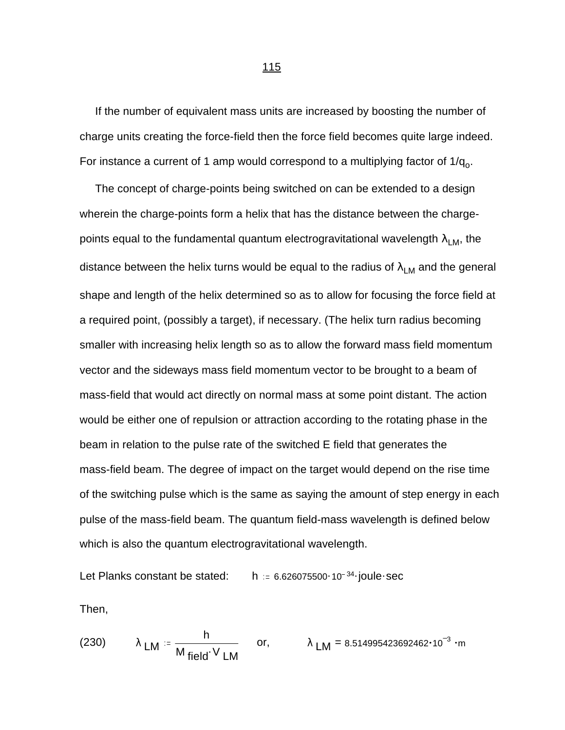If the number of equivalent mass units are increased by boosting the number of charge units creating the force-field then the force field becomes quite large indeed. For instance a current of 1 amp would correspond to a multiplying factor of $1/q_o$.

The concept of charge-points being switched on can be extended to a design wherein the charge-points form a helix that has the distance between the charge-points equal to the fundamental quantum electrogravitational wavelength $\lambda_{LM}$, the distance between the helix turns would be equal to the radius of $\lambda_{LM}$ and the general shape and length of the helix determined so as to allow for focusing the force field at a required point, (possibly a target), if necessary. (The helix turn radius becoming smaller with increasing helix length so as to allow the forward mass field momentum vector and the sideways mass field momentum vector to be brought to a beam of mass-field that would act directly on normal mass at some point distant. The action would be either one of repulsion or attraction according to the rotating phase in the beam in relation to the pulse rate of the switched E field that generates the mass-field beam. The degree of impact on the target would depend on the rise time of the switching pulse which is the same as saying the amount of step energy in each pulse of the mass-field beam. The quantum field-mass wavelength is defined below which is also the quantum electrogravitational wavelength.

Let Planks constant be stated: $h := 6.626075500 \cdot 10^{-34} \cdot \text{joule} \cdot \text{sec}$

Then,

(230) $$\lambda_{LM} := \frac{h}{M_{field} \cdot V_{LM}} \quad \text{or,} \quad \lambda_{LM} = 8.514995423692462 \cdot 10^{-3} \cdot \text{m}$$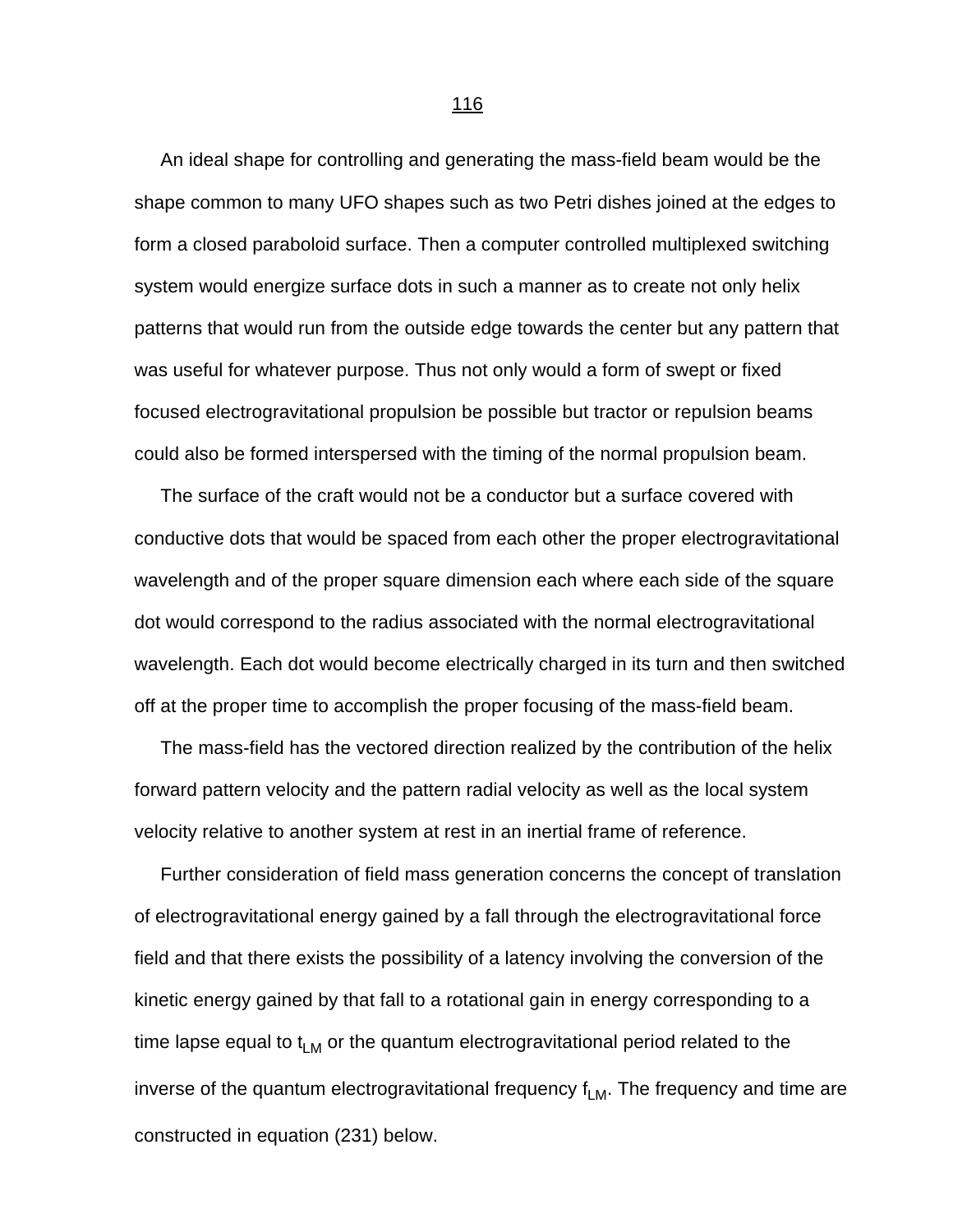An ideal shape for controlling and generating the mass-field beam would be the shape common to many UFO shapes such as two Petri dishes joined at the edges to form a closed paraboloid surface. Then a computer controlled multiplexed switching system would energize surface dots in such a manner as to create not only helix patterns that would run from the outside edge towards the center but any pattern that was useful for whatever purpose. Thus not only would a form of swept or fixed focused electrogravitational propulsion be possible but tractor or repulsion beams could also be formed interspersed with the timing of the normal propulsion beam.

The surface of the craft would not be a conductor but a surface covered with conductive dots that would be spaced from each other the proper electrogravitational wavelength and of the proper square dimension each where each side of the square dot would correspond to the radius associated with the normal electrogravitational wavelength. Each dot would become electrically charged in its turn and then switched off at the proper time to accomplish the proper focusing of the mass-field beam.

The mass-field has the vectored direction realized by the contribution of the helix forward pattern velocity and the pattern radial velocity as well as the local system velocity relative to another system at rest in an inertial frame of reference.

Further consideration of field mass generation concerns the concept of translation of electrogravitational energy gained by a fall through the electrogravitational force field and that there exists the possibility of a latency involving the conversion of the kinetic energy gained by that fall to a rotational gain in energy corresponding to a time lapse equal to $t_{LM}$ or the quantum electrogravitational period related to the inverse of the quantum electrogravitational frequency $f_{LM}$. The frequency and time are constructed in equation (231) below.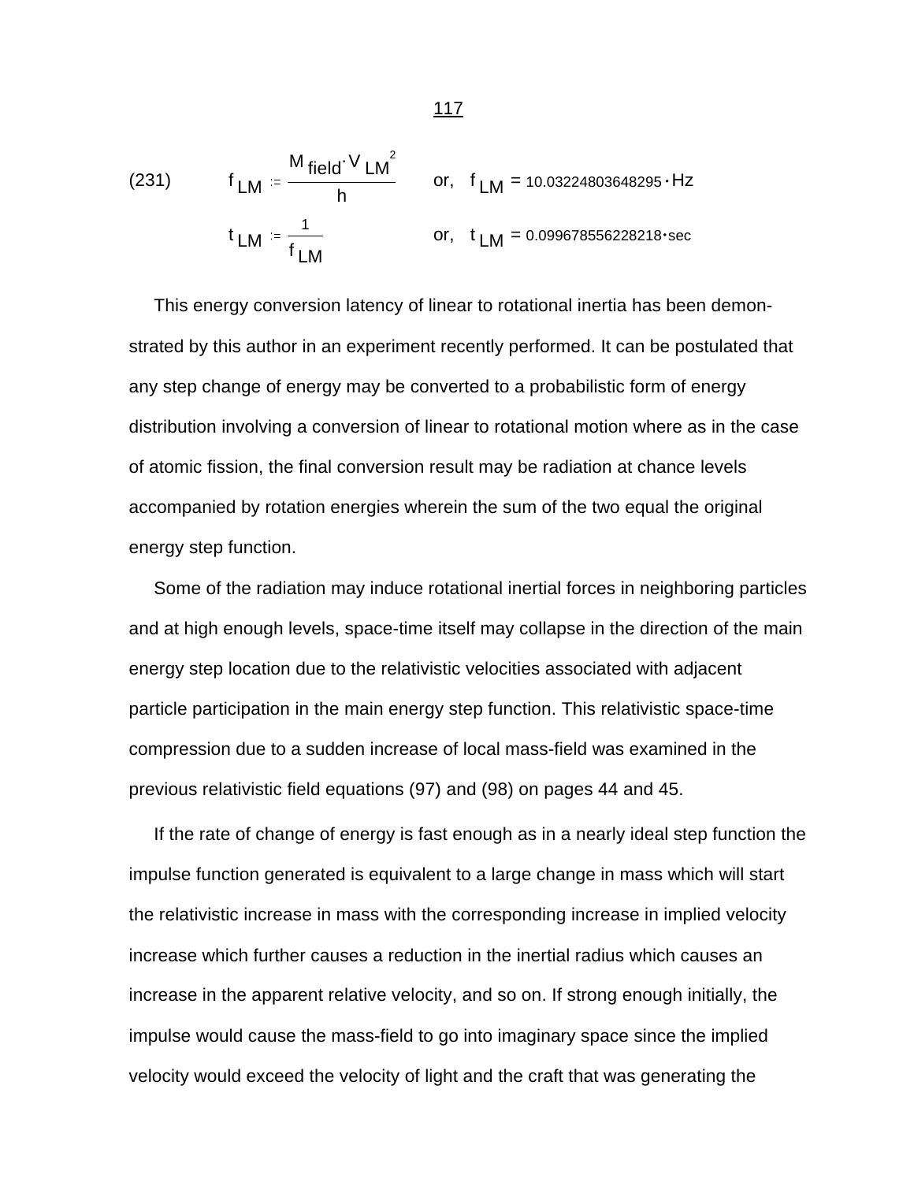$$(231) \qquad f_{LM} := \frac{M_{field} \cdot V_{LM}^{2}}{h} \qquad \text{or,} \quad f_{LM} = 10.03224803648295 \cdot \text{Hz}$$

$$t_{LM} := \frac{1}{f_{LM}} \qquad \text{or,} \quad t_{LM} = 0.099678556228218 \cdot \text{sec}$$

This energy conversion latency of linear to rotational inertia has been demonstrated by this author in an experiment recently performed. It can be postulated that any step change of energy may be converted to a probabilistic form of energy distribution involving a conversion of linear to rotational motion where as in the case of atomic fission, the final conversion result may be radiation at chance levels accompanied by rotation energies wherein the sum of the two equal the original energy step function.

Some of the radiation may induce rotational inertial forces in neighboring particles and at high enough levels, space-time itself may collapse in the direction of the main energy step location due to the relativistic velocities associated with adjacent particle participation in the main energy step function. This relativistic space-time compression due to a sudden increase of local mass-field was examined in the previous relativistic field equations (97) and (98) on pages 44 and 45.

If the rate of change of energy is fast enough as in a nearly ideal step function the impulse function generated is equivalent to a large change in mass which will start the relativistic increase in mass with the corresponding increase in implied velocity increase which further causes a reduction in the inertial radius which causes an increase in the apparent relative velocity, and so on. If strong enough initially, the impulse would cause the mass-field to go into imaginary space since the implied velocity would exceed the velocity of light and the craft that was generating the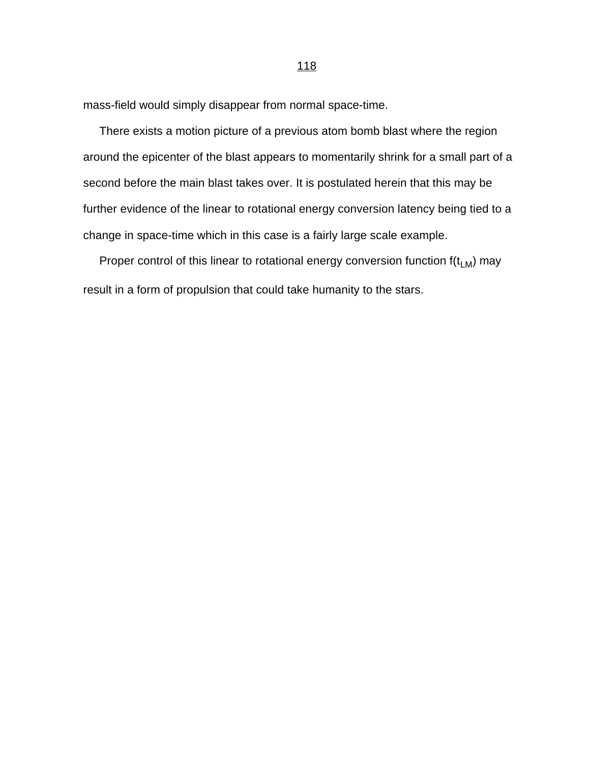mass-field would simply disappear from normal space-time.

There exists a motion picture of a previous atom bomb blast where the region around the epicenter of the blast appears to momentarily shrink for a small part of a second before the main blast takes over. It is postulated herein that this may be further evidence of the linear to rotational energy conversion latency being tied to a change in space-time which in this case is a fairly large scale example.

Proper control of this linear to rotational energy conversion function $f(t_{LM})$ may result in a form of propulsion that could take humanity to the stars.